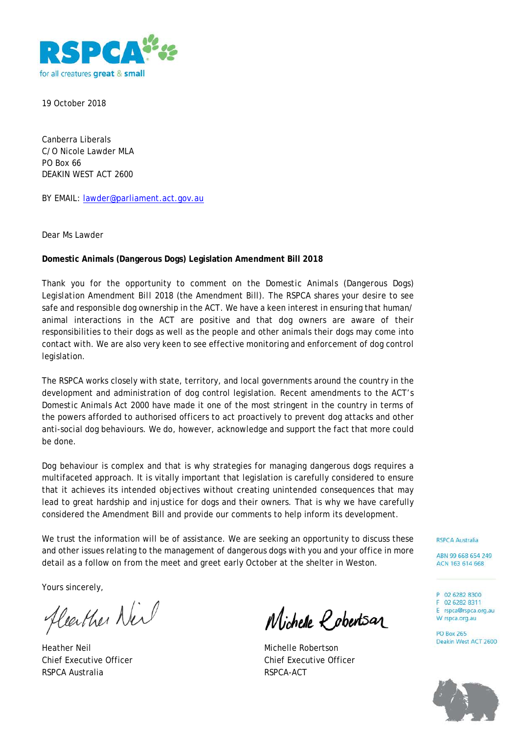RSPCA
for all creatures great & small

19 October 2018

Canberra Liberals
C/O Nicole Lawder MLA
PO Box 66
DEAKIN WEST ACT 2600

BY EMAIL: lawder@parliament.act.gov.au

Dear Ms Lawder

**Domestic Animals (Dangerous Dogs) Legislation Amendment Bill 2018**

Thank you for the opportunity to comment on the Domestic Animals (Dangerous Dogs) Legislation Amendment Bill 2018 (the Amendment Bill). The RSPCA shares your desire to see safe and responsible dog ownership in the ACT. We have a keen interest in ensuring that human/ animal interactions in the ACT are positive and that dog owners are aware of their responsibilities to their dogs as well as the people and other animals their dogs may come into contact with. We are also very keen to see effective monitoring and enforcement of dog control legislation.

The RSPCA works closely with state, territory, and local governments around the country in the development and administration of dog control legislation. Recent amendments to the ACT's Domestic Animals Act 2000 have made it one of the most stringent in the country in terms of the powers afforded to authorised officers to act proactively to prevent dog attacks and other anti-social dog behaviours. We do, however, acknowledge and support the fact that more could be done.

Dog behaviour is complex and that is why strategies for managing dangerous dogs requires a multifaceted approach. It is vitally important that legislation is carefully considered to ensure that it achieves its intended objectives without creating unintended consequences that may lead to great hardship and injustice for dogs and their owners. That is why we have carefully considered the Amendment Bill and provide our comments to help inform its development.

We trust the information will be of assistance. We are seeking an opportunity to discuss these and other issues relating to the management of dangerous dogs with you and your office in more detail as a follow on from the meet and greet early October at the shelter in Weston.

Yours sincerely,

Heather Neil
Chief Executive Officer
RSPCA Australia

Michelle Robertson
Chief Executive Officer
RSPCA-ACT

RSPCA Australia

ABN 99 668 654 249
ACN 163 614 668

P 02 6282 8300
F 02 6282 8311
E rspca@rspca.org.au
W rspca.org.au

PO Box 265
Deakin West ACT 2600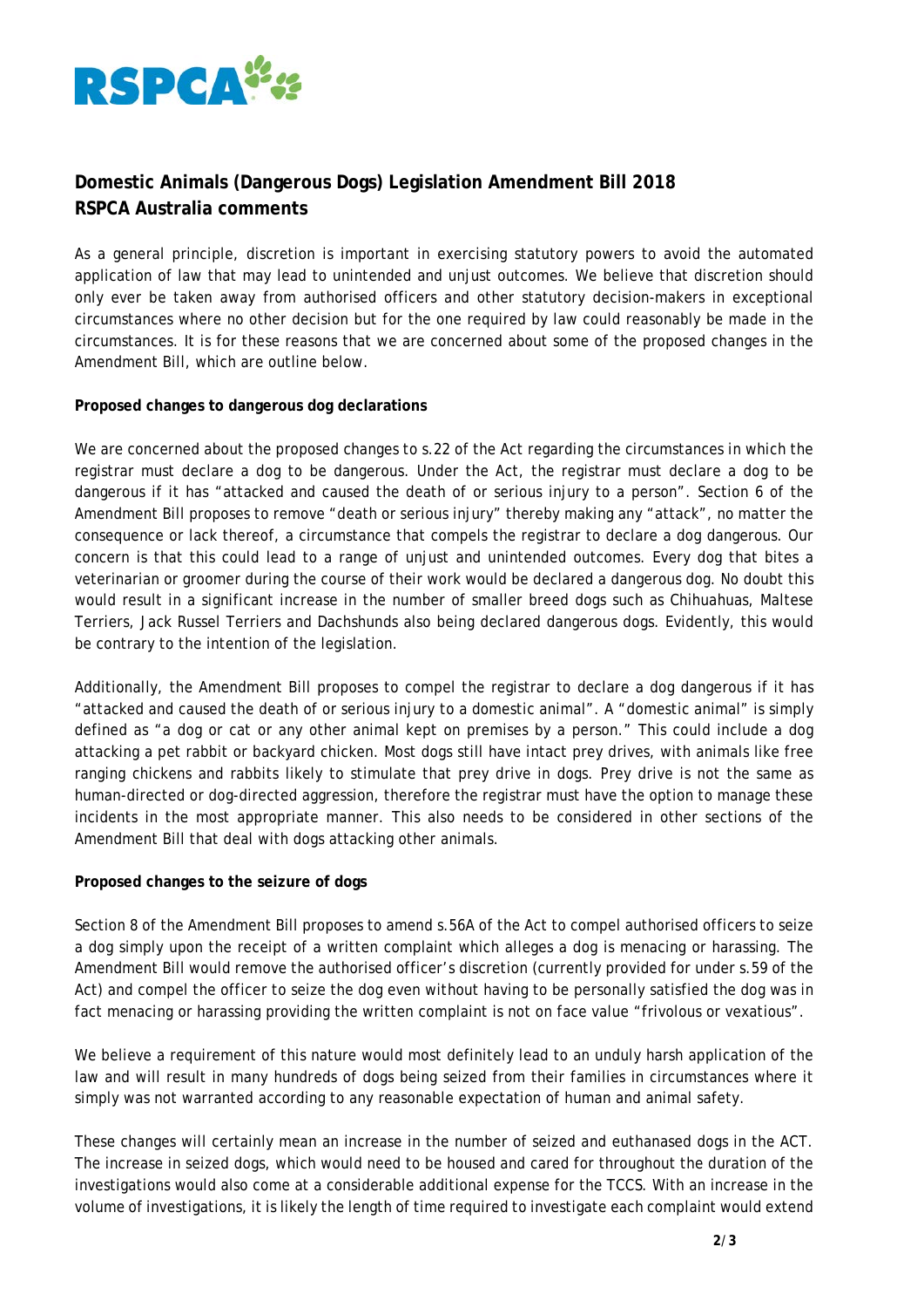**Domestic Animals (Dangerous Dogs) Legislation Amendment Bill 2018**
**RSPCA Australia comments**

As a general principle, discretion is important in exercising statutory powers to avoid the automated application of law that may lead to unintended and unjust outcomes. We believe that discretion should only ever be taken away from authorised officers and other statutory decision-makers in exceptional circumstances where no other decision but for the one required by law could reasonably be made in the circumstances. It is for these reasons that we are concerned about some of the proposed changes in the Amendment Bill, which are outline below.

**Proposed changes to dangerous dog declarations**

We are concerned about the proposed changes to s.22 of the Act regarding the circumstances in which the registrar must declare a dog to be dangerous. Under the Act, the registrar must declare a dog to be dangerous if it has "attacked and caused the death of or serious injury to a person". Section 6 of the Amendment Bill proposes to remove "death or serious injury" thereby making any "attack", no matter the consequence or lack thereof, a circumstance that compels the registrar to declare a dog dangerous. Our concern is that this could lead to a range of unjust and unintended outcomes. Every dog that bites a veterinarian or groomer during the course of their work would be declared a dangerous dog. No doubt this would result in a significant increase in the number of smaller breed dogs such as Chihuahuas, Maltese Terriers, Jack Russel Terriers and Dachshunds also being declared dangerous dogs. Evidently, this would be contrary to the intention of the legislation.

Additionally, the Amendment Bill proposes to compel the registrar to declare a dog dangerous if it has "attacked and caused the death of or serious injury to a domestic animal". A "domestic animal" is simply defined as "a dog or cat or any other animal kept on premises by a person." This could include a dog attacking a pet rabbit or backyard chicken. Most dogs still have intact prey drives, with animals like free ranging chickens and rabbits likely to stimulate that prey drive in dogs. Prey drive is not the same as human-directed or dog-directed aggression, therefore the registrar must have the option to manage these incidents in the most appropriate manner. This also needs to be considered in other sections of the Amendment Bill that deal with dogs attacking other animals.

**Proposed changes to the seizure of dogs**

Section 8 of the Amendment Bill proposes to amend s.56A of the Act to compel authorised officers to seize a dog simply upon the receipt of a written complaint which alleges a dog is menacing or harassing. The Amendment Bill would remove the authorised officer's discretion (currently provided for under s.59 of the Act) and compel the officer to seize the dog even without having to be personally satisfied the dog was in fact menacing or harassing providing the written complaint is not on face value "frivolous or vexatious".

We believe a requirement of this nature would most definitely lead to an unduly harsh application of the law and will result in many hundreds of dogs being seized from their families in circumstances where it simply was not warranted according to any reasonable expectation of human and animal safety.

These changes will certainly mean an increase in the number of seized and euthanased dogs in the ACT. The increase in seized dogs, which would need to be housed and cared for throughout the duration of the investigations would also come at a considerable additional expense for the TCCS. With an increase in the volume of investigations, it is likely the length of time required to investigate each complaint would extend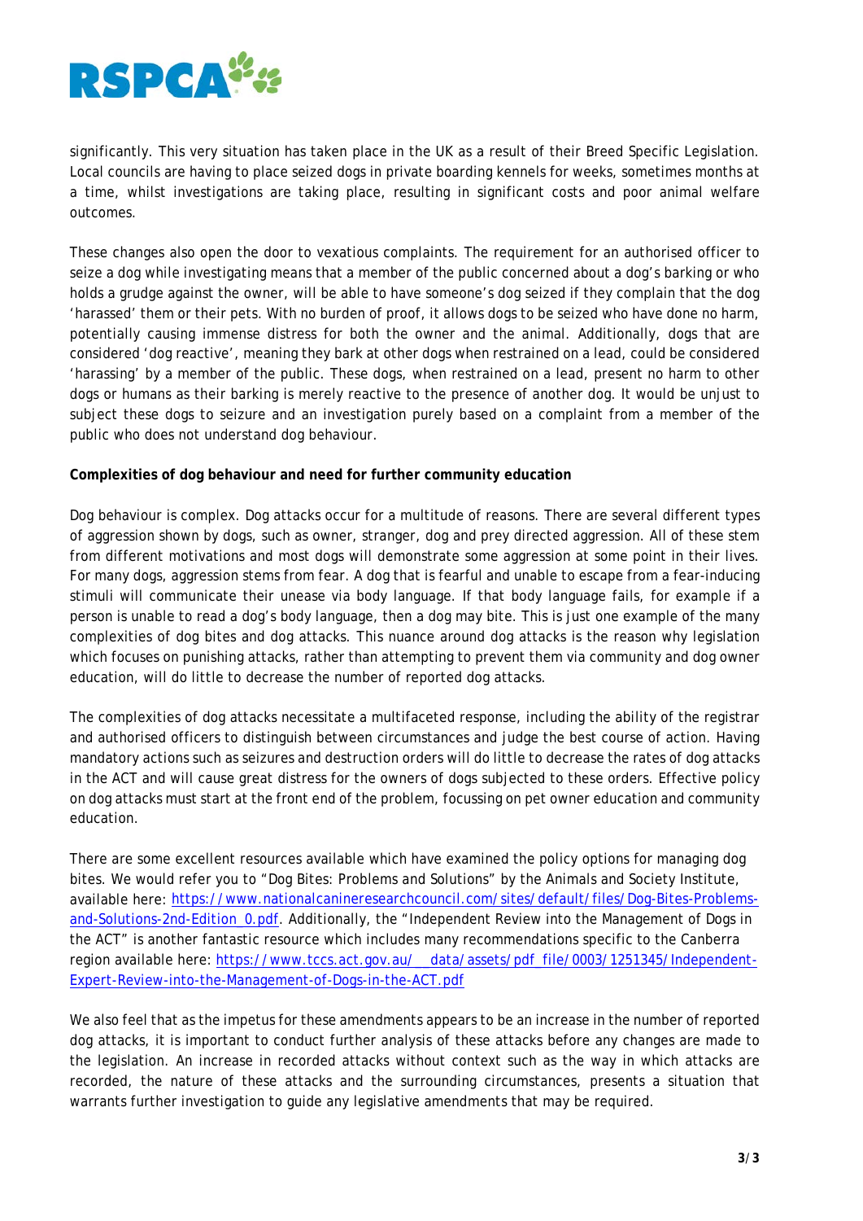significantly. This very situation has taken place in the UK as a result of their Breed Specific Legislation. Local councils are having to place seized dogs in private boarding kennels for weeks, sometimes months at a time, whilst investigations are taking place, resulting in significant costs and poor animal welfare outcomes.

These changes also open the door to vexatious complaints. The requirement for an authorised officer to seize a dog while investigating means that a member of the public concerned about a dog's barking or who holds a grudge against the owner, will be able to have someone's dog seized if they complain that the dog 'harassed' them or their pets. With no burden of proof, it allows dogs to be seized who have done no harm, potentially causing immense distress for both the owner and the animal. Additionally, dogs that are considered 'dog reactive', meaning they bark at other dogs when restrained on a lead, could be considered 'harassing' by a member of the public. These dogs, when restrained on a lead, present no harm to other dogs or humans as their barking is merely reactive to the presence of another dog. It would be unjust to subject these dogs to seizure and an investigation purely based on a complaint from a member of the public who does not understand dog behaviour.

**Complexities of dog behaviour and need for further community education**

Dog behaviour is complex. Dog attacks occur for a multitude of reasons. There are several different types of aggression shown by dogs, such as owner, stranger, dog and prey directed aggression. All of these stem from different motivations and most dogs will demonstrate some aggression at some point in their lives. For many dogs, aggression stems from fear. A dog that is fearful and unable to escape from a fear-inducing stimuli will communicate their unease via body language. If that body language fails, for example if a person is unable to read a dog's body language, then a dog may bite. This is just one example of the many complexities of dog bites and dog attacks. This nuance around dog attacks is the reason why legislation which focuses on punishing attacks, rather than attempting to prevent them via community and dog owner education, will do little to decrease the number of reported dog attacks.

The complexities of dog attacks necessitate a multifaceted response, including the ability of the registrar and authorised officers to distinguish between circumstances and judge the best course of action. Having mandatory actions such as seizures and destruction orders will do little to decrease the rates of dog attacks in the ACT and will cause great distress for the owners of dogs subjected to these orders. Effective policy on dog attacks must start at the front end of the problem, focussing on pet owner education and community education.

There are some excellent resources available which have examined the policy options for managing dog bites. We would refer you to "Dog Bites: Problems and Solutions" by the Animals and Society Institute, available here: https://www.nationalcanineresearchcouncil.com/sites/default/files/Dog-Bites-Problems-and-Solutions-2nd-Edition_0.pdf. Additionally, the "Independent Review into the Management of Dogs in the ACT" is another fantastic resource which includes many recommendations specific to the Canberra region available here: https://www.tccs.act.gov.au/__data/assets/pdf_file/0003/1251345/Independent-Expert-Review-into-the-Management-of-Dogs-in-the-ACT.pdf

We also feel that as the impetus for these amendments appears to be an increase in the number of reported dog attacks, it is important to conduct further analysis of these attacks before any changes are made to the legislation. An increase in recorded attacks without context such as the way in which attacks are recorded, the nature of these attacks and the surrounding circumstances, presents a situation that warrants further investigation to guide any legislative amendments that may be required.